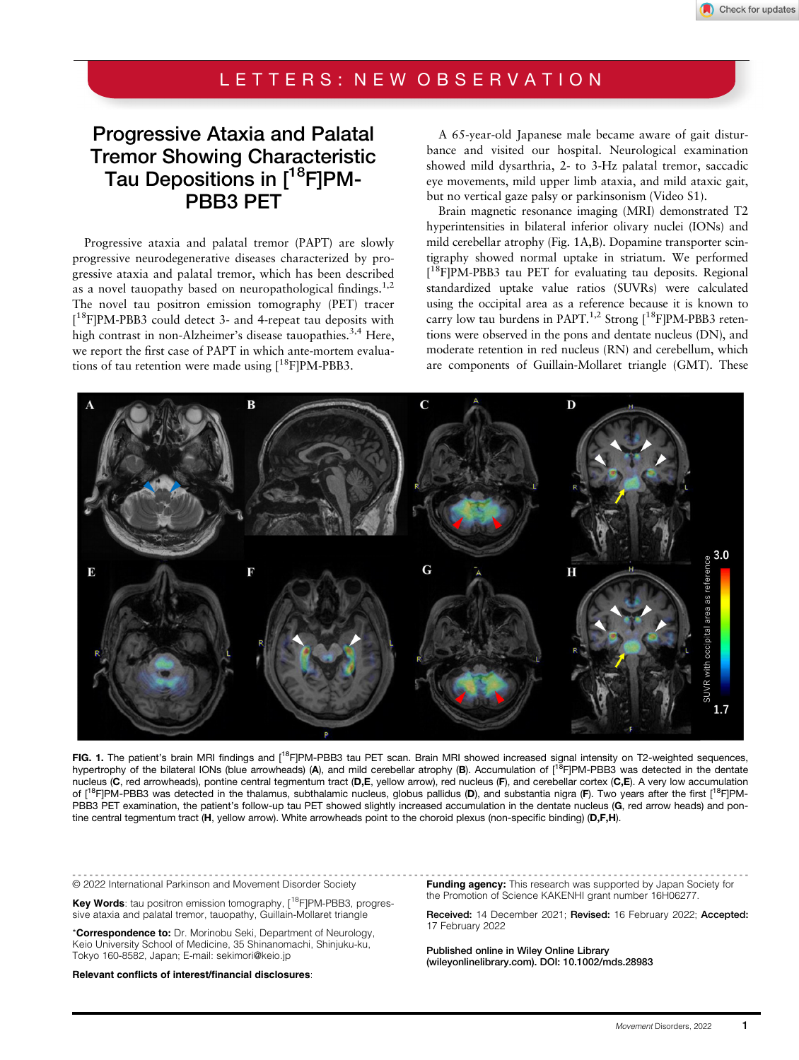LETTERS: NEW OBSERVATION

# Progressive Ataxia and Palatal Tremor Showing Characteristic Tau Depositions in [$^{18}$F]PM-PBB3 PET

Progressive ataxia and palatal tremor (PAPT) are slowly progressive neurodegenerative diseases characterized by progressive ataxia and palatal tremor, which has been described as a novel tauopathy based on neuropathological findings.[1,2] The novel tau positron emission tomography (PET) tracer [$^{18}$F]PM-PBB3 could detect 3- and 4-repeat tau deposits with high contrast in non-Alzheimer's disease tauopathies.[3,4] Here, we report the first case of PAPT in which ante-mortem evaluations of tau retention were made using [$^{18}$F]PM-PBB3.

A 65-year-old Japanese male became aware of gait disturbance and visited our hospital. Neurological examination showed mild dysarthria, 2- to 3-Hz palatal tremor, saccadic eye movements, mild upper limb ataxia, and mild ataxic gait, but no vertical gaze palsy or parkinsonism (Video S1).

Brain magnetic resonance imaging (MRI) demonstrated T2 hyperintensities in bilateral inferior olivary nuclei (IONs) and mild cerebellar atrophy (Fig. 1A,B). Dopamine transporter scintigraphy showed normal uptake in striatum. We performed [$^{18}$F]PM-PBB3 tau PET for evaluating tau deposits. Regional standardized uptake value ratios (SUVRs) were calculated using the occipital area as a reference because it is known to carry low tau burdens in PAPT.[1,2] Strong [$^{18}$F]PM-PBB3 retentions were observed in the pons and dentate nucleus (DN), and moderate retention in red nucleus (RN) and cerebellum, which are components of Guillain-Mollaret triangle (GMT). These

**FIG. 1.** The patient's brain MRI findings and [$^{18}$F]PM-PBB3 tau PET scan. Brain MRI showed increased signal intensity on T2-weighted sequences, hypertrophy of the bilateral IONs (blue arrowheads) (**A**), and mild cerebellar atrophy (**B**). Accumulation of [$^{18}$F]PM-PBB3 was detected in the dentate nucleus (**C**, red arrowheads), pontine central tegmentum tract (**D,E**, yellow arrow), red nucleus (**F**), and cerebellar cortex (**C,E**). A very low accumulation of [$^{18}$F]PM-PBB3 was detected in the thalamus, subthalamic nucleus, globus pallidus (**D**), and substantia nigra (**F**). Two years after the first [$^{18}$F]PM-PBB3 PET examination, the patient's follow-up tau PET showed slightly increased accumulation in the dentate nucleus (**G**, red arrow heads) and pontine central tegmentum tract (**H**, yellow arrow). White arrowheads point to the choroid plexus (non-specific binding) (**D,F,H**).

© 2022 International Parkinson and Movement Disorder Society

**Key Words**: tau positron emission tomography, [$^{18}$F]PM-PBB3, progressive ataxia and palatal tremor, tauopathy, Guillain-Mollaret triangle

*__Correspondence to:__ Dr. Morinobu Seki, Department of Neurology, Keio University School of Medicine, 35 Shinanomachi, Shinjuku-ku, Tokyo 160-8582, Japan; E-mail: sekimori@keio.jp

**Relevant conflicts of interest/financial disclosures**:

**Funding agency:** This research was supported by Japan Society for the Promotion of Science KAKENHI grant number 16H06277.

**Received:** 14 December 2021; **Revised:** 16 February 2022; **Accepted:** 17 February 2022

Published online in Wiley Online Library (wileyonlinelibrary.com). DOI: 10.1002/mds.28983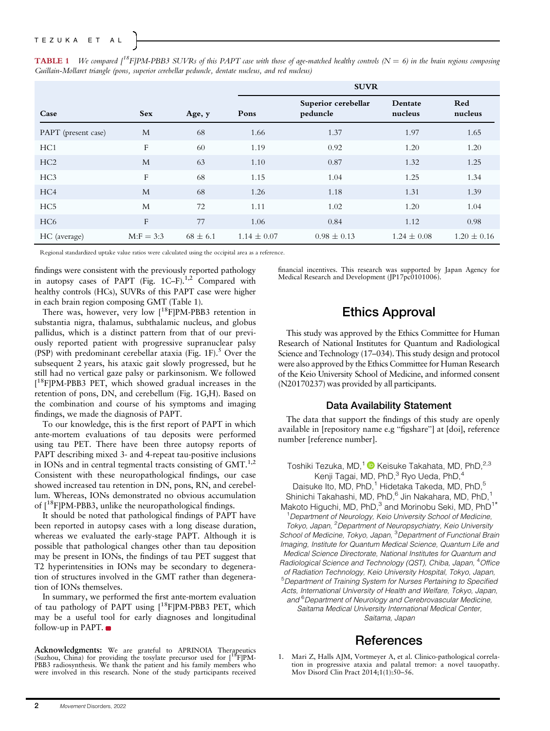**TABLE 1** *We compared [$^{18}$F]PM-PBB3 SUVRs of this PAPT case with those of age-matched healthy controls (N = 6) in the brain regions composing Guillain-Mollaret triangle (pons, superior cerebellar peduncle, dentate nucleus, and red nucleus)*

| | | | SUVR | | | |
|---|---|---|---|---|---|---|
| **Case** | **Sex** | **Age, y** | **Pons** | **Superior cerebellar peduncle** | **Dentate nucleus** | **Red nucleus** |
| PAPT (present case) | M | 68 | 1.66 | 1.37 | 1.97 | 1.65 |
| HC1 | F | 60 | 1.19 | 0.92 | 1.20 | 1.20 |
| HC2 | M | 63 | 1.10 | 0.87 | 1.32 | 1.25 |
| HC3 | F | 68 | 1.15 | 1.04 | 1.25 | 1.34 |
| HC4 | M | 68 | 1.26 | 1.18 | 1.31 | 1.39 |
| HC5 | M | 72 | 1.11 | 1.02 | 1.20 | 1.04 |
| HC6 | F | 77 | 1.06 | 0.84 | 1.12 | 0.98 |
| HC (average) | M:F = 3:3 | 68 ± 6.1 | 1.14 ± 0.07 | 0.98 ± 0.13 | 1.24 ± 0.08 | 1.20 ± 0.16 |

Regional standardized uptake value ratios were calculated using the occipital area as a reference.

findings were consistent with the previously reported pathology in autopsy cases of PAPT (Fig. 1C–F).[1,2] Compared with healthy controls (HCs), SUVRs of this PAPT case were higher in each brain region composing GMT (Table 1).

There was, however, very low [$^{18}$F]PM-PBB3 retention in substantia nigra, thalamus, subthalamic nucleus, and globus pallidus, which is a distinct pattern from that of our previously reported patient with progressive supranuclear palsy (PSP) with predominant cerebellar ataxia (Fig. 1F).[5] Over the subsequent 2 years, his ataxic gait slowly progressed, but he still had no vertical gaze palsy or parkinsonism. We followed [$^{18}$F]PM-PBB3 PET, which showed gradual increases in the retention of pons, DN, and cerebellum (Fig. 1G,H). Based on the combination and course of his symptoms and imaging findings, we made the diagnosis of PAPT.

To our knowledge, this is the first report of PAPT in which ante-mortem evaluations of tau deposits were performed using tau PET. There have been three autopsy reports of PAPT describing mixed 3- and 4-repeat tau-positive inclusions in IONs and in central tegmental tracts consisting of GMT.[1,2] Consistent with these neuropathological findings, our case showed increased tau retention in DN, pons, RN, and cerebellum. Whereas, IONs demonstrated no obvious accumulation of [$^{18}$F]PM-PBB3, unlike the neuropathological findings.

It should be noted that pathological findings of PAPT have been reported in autopsy cases with a long disease duration, whereas we evaluated the early-stage PAPT. Although it is possible that pathological changes other than tau deposition may be present in IONs, the findings of tau PET suggest that T2 hyperintensities in IONs may be secondary to degeneration of structures involved in the GMT rather than degeneration of IONs themselves.

In summary, we performed the first ante-mortem evaluation of tau pathology of PAPT using [$^{18}$F]PM-PBB3 PET, which may be a useful tool for early diagnoses and longitudinal follow-up in PAPT.

**Acknowledgments:** We are grateful to APRINOIA Therapeutics (Suzhou, China) for providing the tosylate precursor used for [$^{18}$F]PM-PBB3 radiosynthesis. We thank the patient and his family members who were involved in this research. None of the study participants received financial incentives. This research was supported by Japan Agency for Medical Research and Development (JP17pc0101006).

## Ethics Approval

This study was approved by the Ethics Committee for Human Research of National Institutes for Quantum and Radiological Science and Technology (17–034). This study design and protocol were also approved by the Ethics Committee for Human Research of the Keio University School of Medicine, and informed consent (N20170237) was provided by all participants.

### Data Availability Statement

The data that support the findings of this study are openly available in [repository name e.g "figshare"] at [doi], reference number [reference number].

Toshiki Tezuka, MD,[1] Keisuke Takahata, MD, PhD,[2,3] Kenji Tagai, MD, PhD,[3] Ryo Ueda, PhD,[4] Daisuke Ito, MD, PhD,[1] Hidetaka Takeda, MD, PhD,[5] Shinichi Takahashi, MD, PhD,[6] Jin Nakahara, MD, PhD,[1] Makoto Higuchi, MD, PhD,[3] and Morinobu Seki, MD, PhD[1*]

[1]*Department of Neurology, Keio University School of Medicine, Tokyo, Japan,* [2]*Department of Neuropsychiatry, Keio University School of Medicine, Tokyo, Japan,* [3]*Department of Functional Brain Imaging, Institute for Quantum Medical Science, Quantum Life and Medical Science Directorate, National Institutes for Quantum and Radiological Science and Technology (QST), Chiba, Japan,* [4]*Office of Radiation Technology, Keio University Hospital, Tokyo, Japan,* [5]*Department of Training System for Nurses Pertaining to Specified Acts, International University of Health and Welfare, Tokyo, Japan, and* [6]*Department of Neurology and Cerebrovascular Medicine, Saitama Medical University International Medical Center, Saitama, Japan*

## References

1. Mari Z, Halls AJM, Vortmeyer A, et al. Clinico-pathological correlation in progressive ataxia and palatal tremor: a novel tauopathy. Mov Disord Clin Pract 2014;1(1):50–56.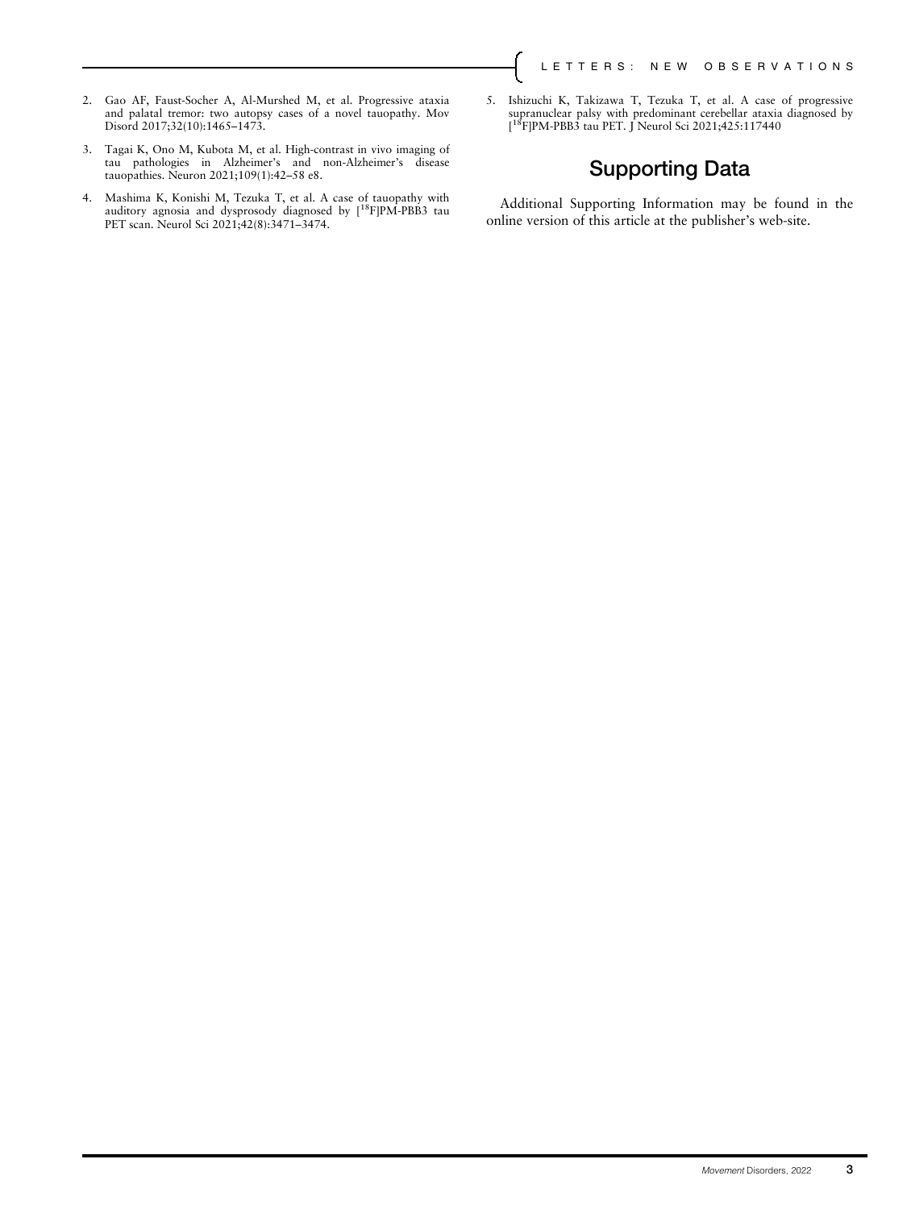2. Gao AF, Faust-Socher A, Al-Murshed M, et al. Progressive ataxia and palatal tremor: two autopsy cases of a novel tauopathy. Mov Disord 2017;32(10):1465–1473.
3. Tagai K, Ono M, Kubota M, et al. High-contrast in vivo imaging of tau pathologies in Alzheimer's and non-Alzheimer's disease tauopathies. Neuron 2021;109(1):42–58 e8.
4. Mashima K, Konishi M, Tezuka T, et al. A case of tauopathy with auditory agnosia and dysprosody diagnosed by [$^{18}$F]PM-PBB3 tau PET scan. Neurol Sci 2021;42(8):3471–3474.
5. Ishizuchi K, Takizawa T, Tezuka T, et al. A case of progressive supranuclear palsy with predominant cerebellar ataxia diagnosed by [$^{18}$F]PM-PBB3 tau PET. J Neurol Sci 2021;425:117440

## Supporting Data

Additional Supporting Information may be found in the online version of this article at the publisher's web-site.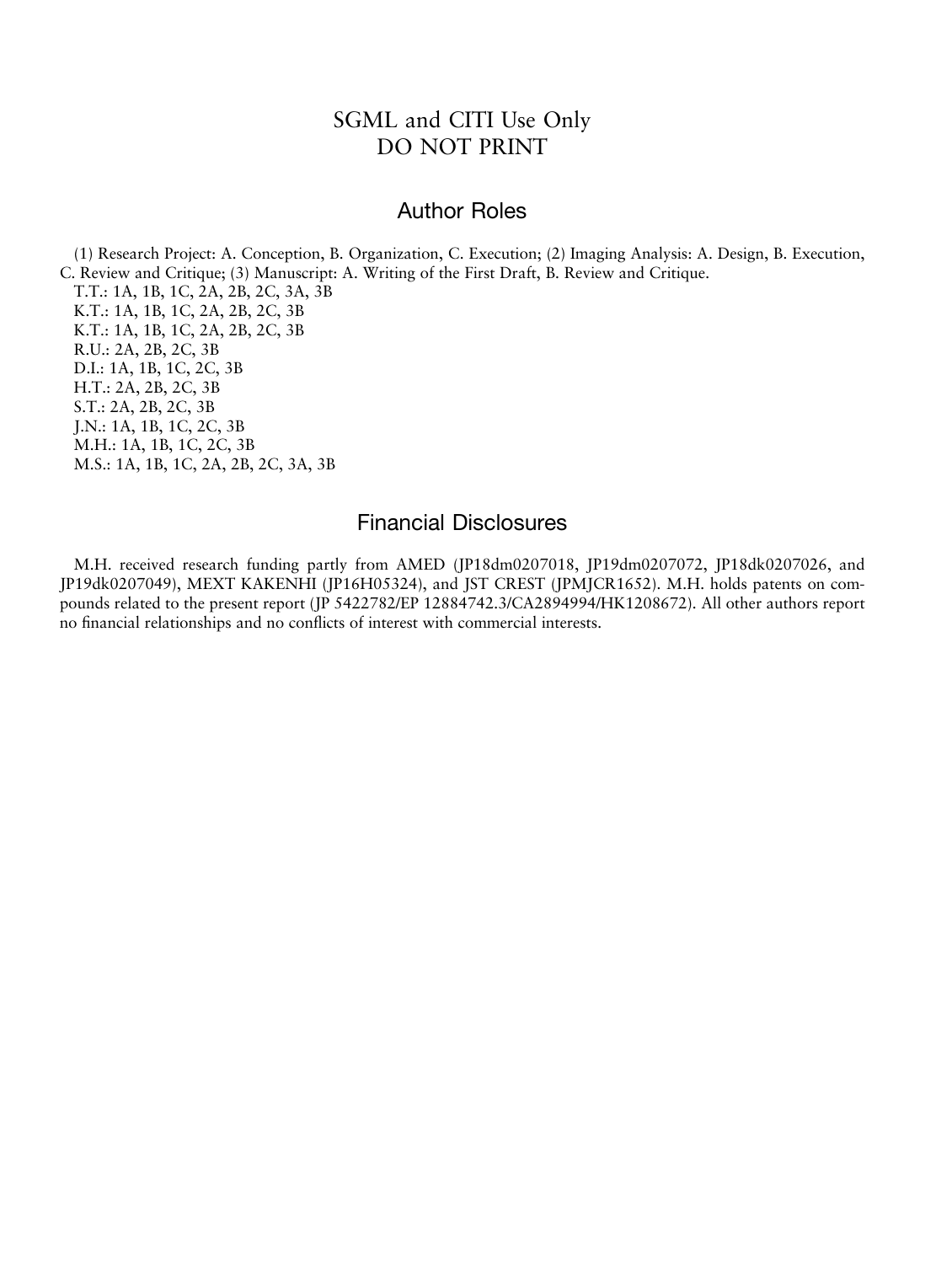SGML and CITI Use Only
DO NOT PRINT

## Author Roles

(1) Research Project: A. Conception, B. Organization, C. Execution; (2) Imaging Analysis: A. Design, B. Execution, C. Review and Critique; (3) Manuscript: A. Writing of the First Draft, B. Review and Critique.

T.T.: 1A, 1B, 1C, 2A, 2B, 2C, 3A, 3B
K.T.: 1A, 1B, 1C, 2A, 2B, 2C, 3B
K.T.: 1A, 1B, 1C, 2A, 2B, 2C, 3B
R.U.: 2A, 2B, 2C, 3B
D.I.: 1A, 1B, 1C, 2C, 3B
H.T.: 2A, 2B, 2C, 3B
S.T.: 2A, 2B, 2C, 3B
J.N.: 1A, 1B, 1C, 2C, 3B
M.H.: 1A, 1B, 1C, 2C, 3B
M.S.: 1A, 1B, 1C, 2A, 2B, 2C, 3A, 3B

## Financial Disclosures

M.H. received research funding partly from AMED (JP18dm0207018, JP19dm0207072, JP18dk0207026, and JP19dk0207049), MEXT KAKENHI (JP16H05324), and JST CREST (JPMJCR1652). M.H. holds patents on compounds related to the present report (JP 5422782/EP 12884742.3/CA2894994/HK1208672). All other authors report no financial relationships and no conflicts of interest with commercial interests.